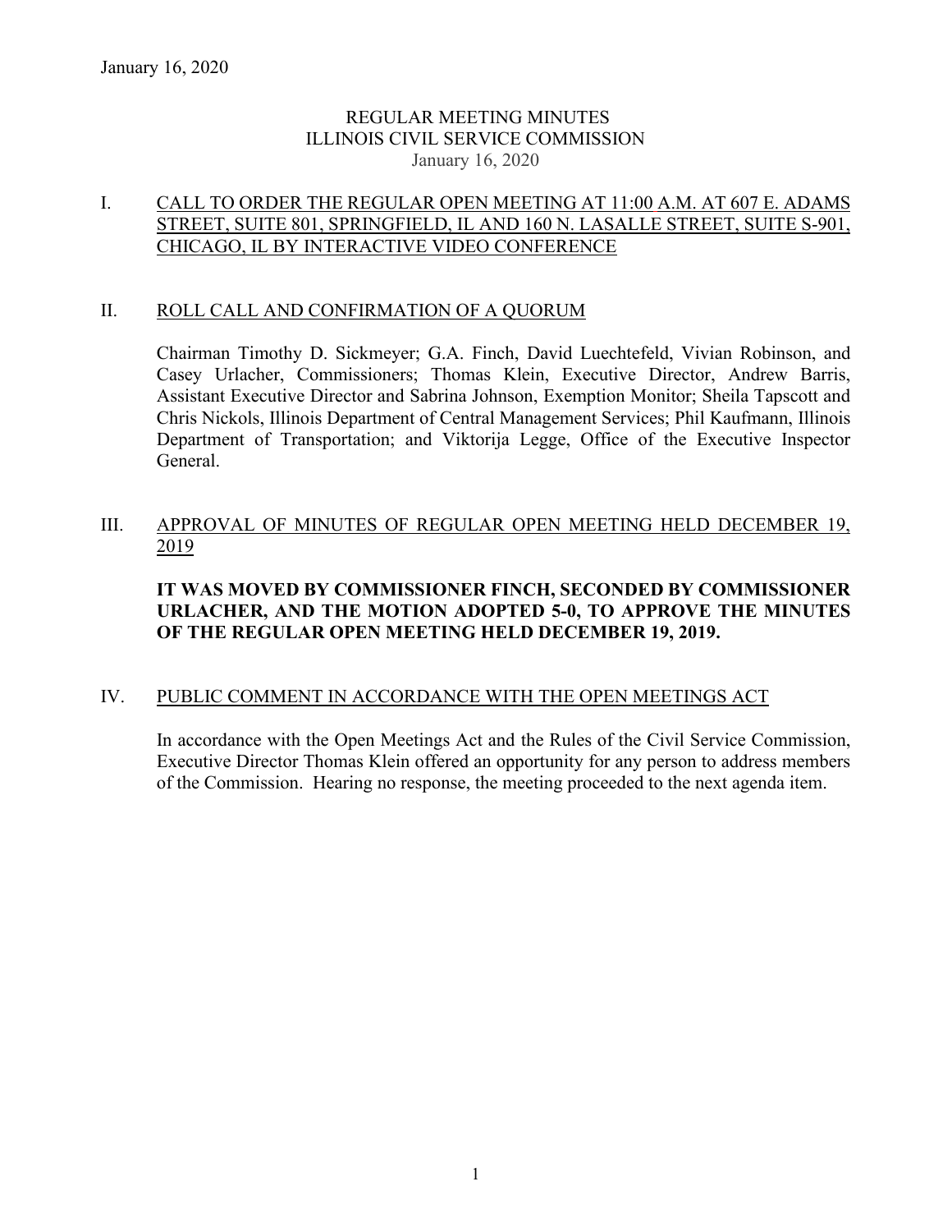January 16, 2020

# REGULAR MEETING MINUTES
# ILLINOIS CIVIL SERVICE COMMISSION
January 16, 2020

## I. CALL TO ORDER THE REGULAR OPEN MEETING AT 11:00 A.M. AT 607 E. ADAMS STREET, SUITE 801, SPRINGFIELD, IL AND 160 N. LASALLE STREET, SUITE S-901, CHICAGO, IL BY INTERACTIVE VIDEO CONFERENCE

## II. ROLL CALL AND CONFIRMATION OF A QUORUM

Chairman Timothy D. Sickmeyer; G.A. Finch, David Luechtefeld, Vivian Robinson, and Casey Urlacher, Commissioners; Thomas Klein, Executive Director, Andrew Barris, Assistant Executive Director and Sabrina Johnson, Exemption Monitor; Sheila Tapscott and Chris Nickols, Illinois Department of Central Management Services; Phil Kaufmann, Illinois Department of Transportation; and Viktorija Legge, Office of the Executive Inspector General.

## III. APPROVAL OF MINUTES OF REGULAR OPEN MEETING HELD DECEMBER 19, 2019

**IT WAS MOVED BY COMMISSIONER FINCH, SECONDED BY COMMISSIONER URLACHER, AND THE MOTION ADOPTED 5-0, TO APPROVE THE MINUTES OF THE REGULAR OPEN MEETING HELD DECEMBER 19, 2019.**

## IV. PUBLIC COMMENT IN ACCORDANCE WITH THE OPEN MEETINGS ACT

In accordance with the Open Meetings Act and the Rules of the Civil Service Commission, Executive Director Thomas Klein offered an opportunity for any person to address members of the Commission. Hearing no response, the meeting proceeded to the next agenda item.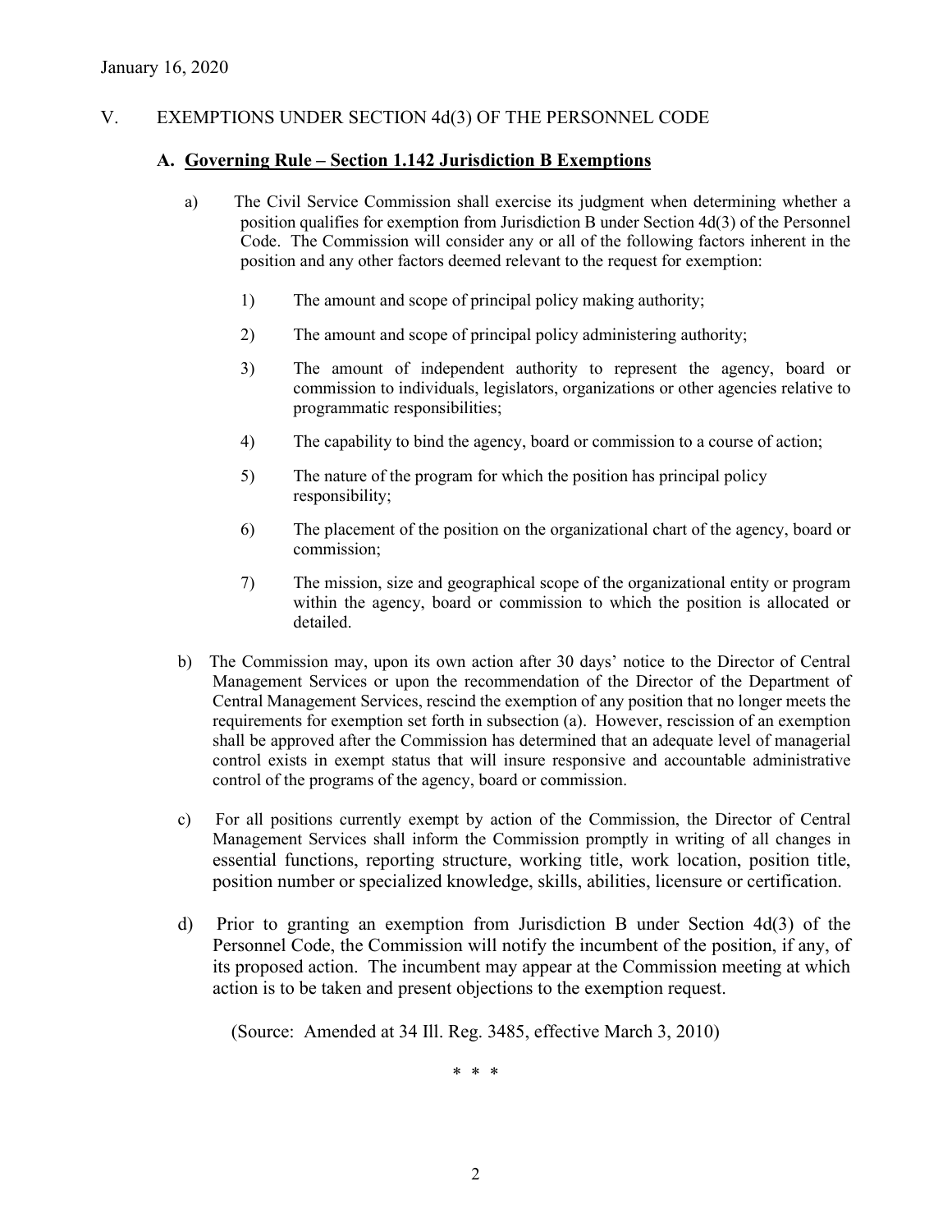## V. EXEMPTIONS UNDER SECTION 4d(3) OF THE PERSONNEL CODE

### A. Governing Rule – Section 1.142 Jurisdiction B Exemptions

a) The Civil Service Commission shall exercise its judgment when determining whether a position qualifies for exemption from Jurisdiction B under Section 4d(3) of the Personnel Code. The Commission will consider any or all of the following factors inherent in the position and any other factors deemed relevant to the request for exemption:

1) The amount and scope of principal policy making authority;

2) The amount and scope of principal policy administering authority;

3) The amount of independent authority to represent the agency, board or commission to individuals, legislators, organizations or other agencies relative to programmatic responsibilities;

4) The capability to bind the agency, board or commission to a course of action;

5) The nature of the program for which the position has principal policy responsibility;

6) The placement of the position on the organizational chart of the agency, board or commission;

7) The mission, size and geographical scope of the organizational entity or program within the agency, board or commission to which the position is allocated or detailed.

b) The Commission may, upon its own action after 30 days' notice to the Director of Central Management Services or upon the recommendation of the Director of the Department of Central Management Services, rescind the exemption of any position that no longer meets the requirements for exemption set forth in subsection (a). However, rescission of an exemption shall be approved after the Commission has determined that an adequate level of managerial control exists in exempt status that will insure responsive and accountable administrative control of the programs of the agency, board or commission.

c) For all positions currently exempt by action of the Commission, the Director of Central Management Services shall inform the Commission promptly in writing of all changes in essential functions, reporting structure, working title, work location, position title, position number or specialized knowledge, skills, abilities, licensure or certification.

d) Prior to granting an exemption from Jurisdiction B under Section 4d(3) of the Personnel Code, the Commission will notify the incumbent of the position, if any, of its proposed action. The incumbent may appear at the Commission meeting at which action is to be taken and present objections to the exemption request.

(Source: Amended at 34 Ill. Reg. 3485, effective March 3, 2010)

\* \* \*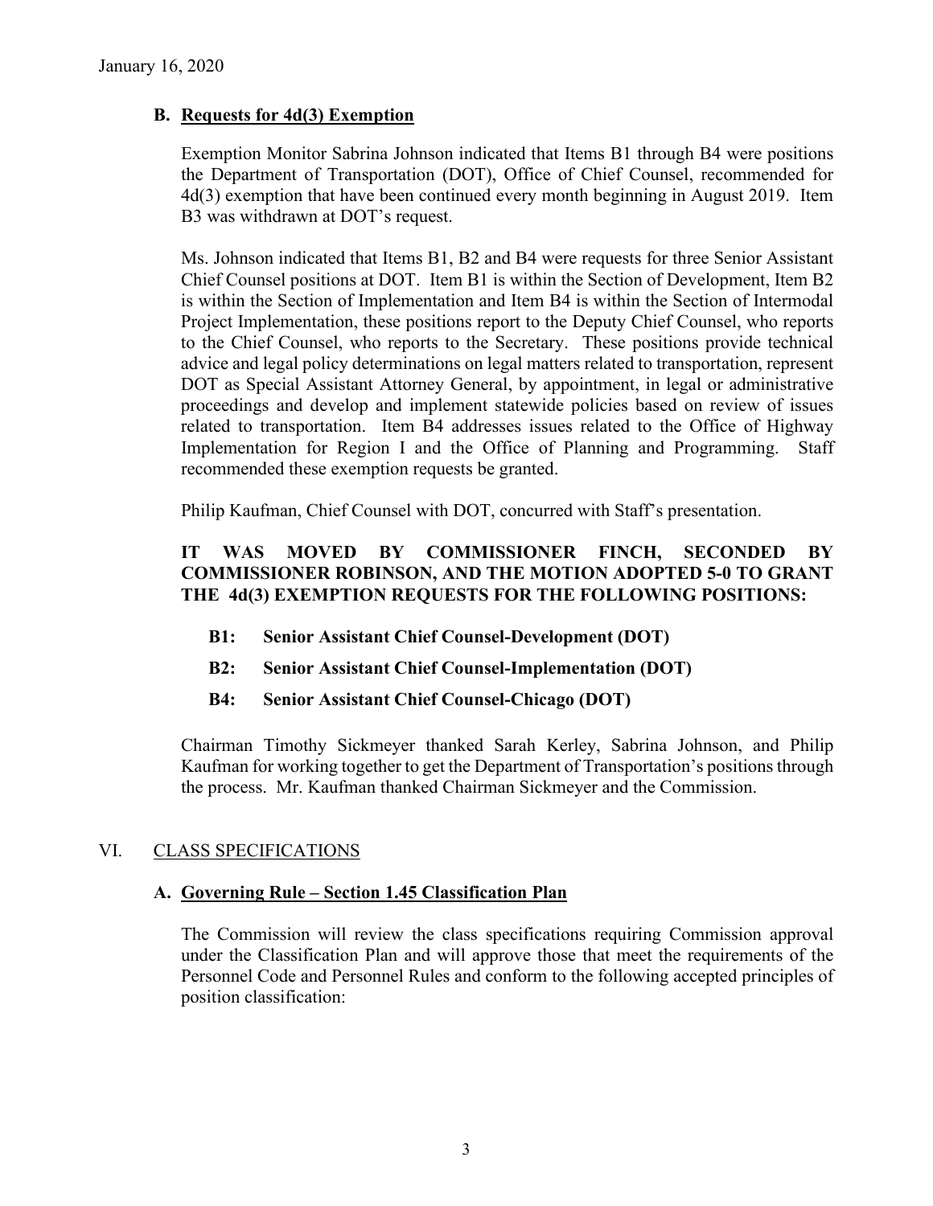January 16, 2020

### B. Requests for 4d(3) Exemption

Exemption Monitor Sabrina Johnson indicated that Items B1 through B4 were positions the Department of Transportation (DOT), Office of Chief Counsel, recommended for 4d(3) exemption that have been continued every month beginning in August 2019. Item B3 was withdrawn at DOT's request.

Ms. Johnson indicated that Items B1, B2 and B4 were requests for three Senior Assistant Chief Counsel positions at DOT. Item B1 is within the Section of Development, Item B2 is within the Section of Implementation and Item B4 is within the Section of Intermodal Project Implementation, these positions report to the Deputy Chief Counsel, who reports to the Chief Counsel, who reports to the Secretary. These positions provide technical advice and legal policy determinations on legal matters related to transportation, represent DOT as Special Assistant Attorney General, by appointment, in legal or administrative proceedings and develop and implement statewide policies based on review of issues related to transportation. Item B4 addresses issues related to the Office of Highway Implementation for Region I and the Office of Planning and Programming. Staff recommended these exemption requests be granted.

Philip Kaufman, Chief Counsel with DOT, concurred with Staff's presentation.

**IT WAS MOVED BY COMMISSIONER FINCH, SECONDED BY COMMISSIONER ROBINSON, AND THE MOTION ADOPTED 5-0 TO GRANT THE 4d(3) EXEMPTION REQUESTS FOR THE FOLLOWING POSITIONS:**

- **B1: Senior Assistant Chief Counsel-Development (DOT)**
- **B2: Senior Assistant Chief Counsel-Implementation (DOT)**
- **B4: Senior Assistant Chief Counsel-Chicago (DOT)**

Chairman Timothy Sickmeyer thanked Sarah Kerley, Sabrina Johnson, and Philip Kaufman for working together to get the Department of Transportation's positions through the process. Mr. Kaufman thanked Chairman Sickmeyer and the Commission.

## VI. CLASS SPECIFICATIONS

### A. Governing Rule – Section 1.45 Classification Plan

The Commission will review the class specifications requiring Commission approval under the Classification Plan and will approve those that meet the requirements of the Personnel Code and Personnel Rules and conform to the following accepted principles of position classification: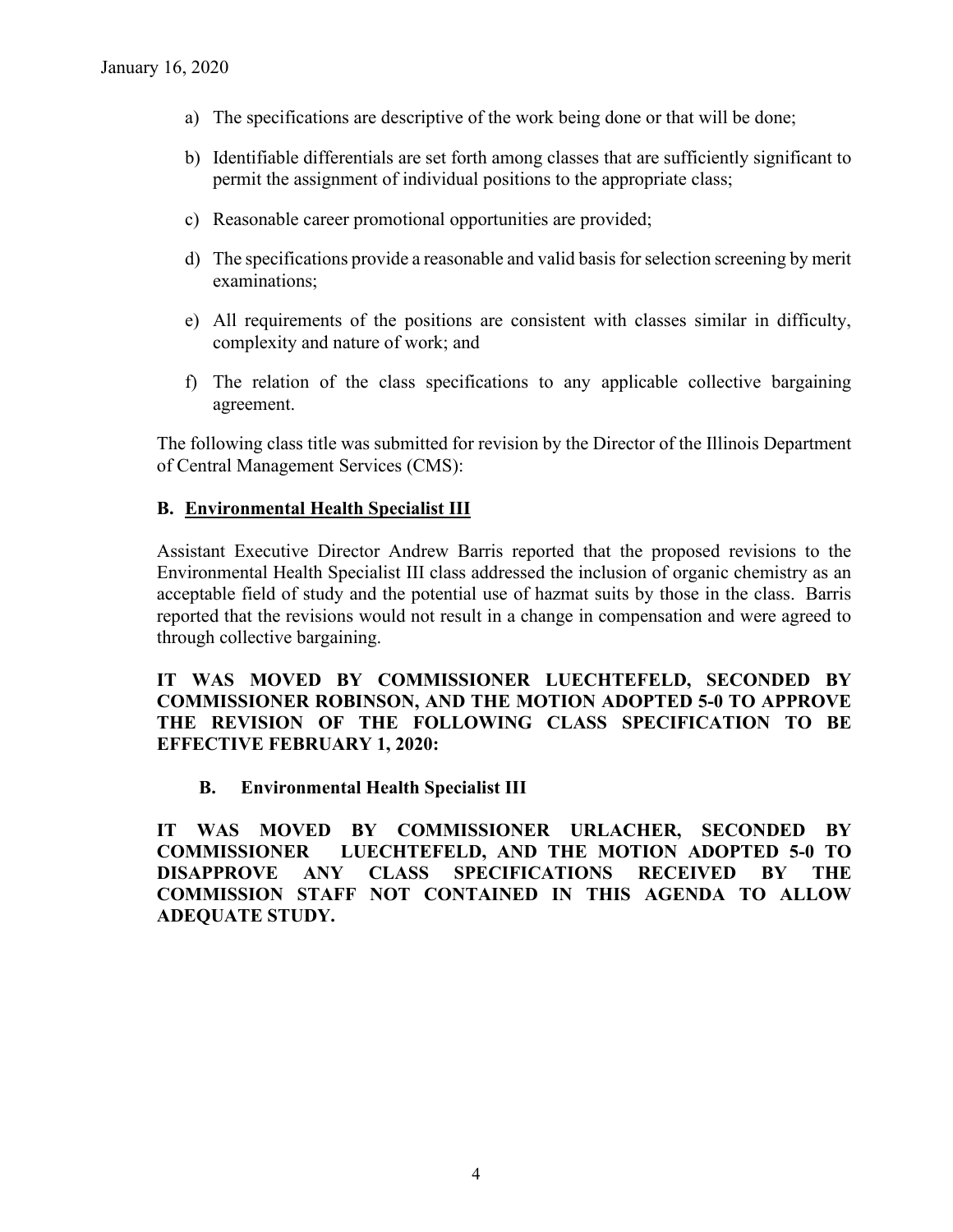a) The specifications are descriptive of the work being done or that will be done;

b) Identifiable differentials are set forth among classes that are sufficiently significant to permit the assignment of individual positions to the appropriate class;

c) Reasonable career promotional opportunities are provided;

d) The specifications provide a reasonable and valid basis for selection screening by merit examinations;

e) All requirements of the positions are consistent with classes similar in difficulty, complexity and nature of work; and

f) The relation of the class specifications to any applicable collective bargaining agreement.

The following class title was submitted for revision by the Director of the Illinois Department of Central Management Services (CMS):

**B. <u>Environmental Health Specialist III</u>**

Assistant Executive Director Andrew Barris reported that the proposed revisions to the Environmental Health Specialist III class addressed the inclusion of organic chemistry as an acceptable field of study and the potential use of hazmat suits by those in the class. Barris reported that the revisions would not result in a change in compensation and were agreed to through collective bargaining.

**IT WAS MOVED BY COMMISSIONER LUECHTEFELD, SECONDED BY COMMISSIONER ROBINSON, AND THE MOTION ADOPTED 5-0 TO APPROVE THE REVISION OF THE FOLLOWING CLASS SPECIFICATION TO BE EFFECTIVE FEBRUARY 1, 2020:**

**B. Environmental Health Specialist III**

**IT WAS MOVED BY COMMISSIONER URLACHER, SECONDED BY COMMISSIONER LUECHTEFELD, AND THE MOTION ADOPTED 5-0 TO DISAPPROVE ANY CLASS SPECIFICATIONS RECEIVED BY THE COMMISSION STAFF NOT CONTAINED IN THIS AGENDA TO ALLOW ADEQUATE STUDY.**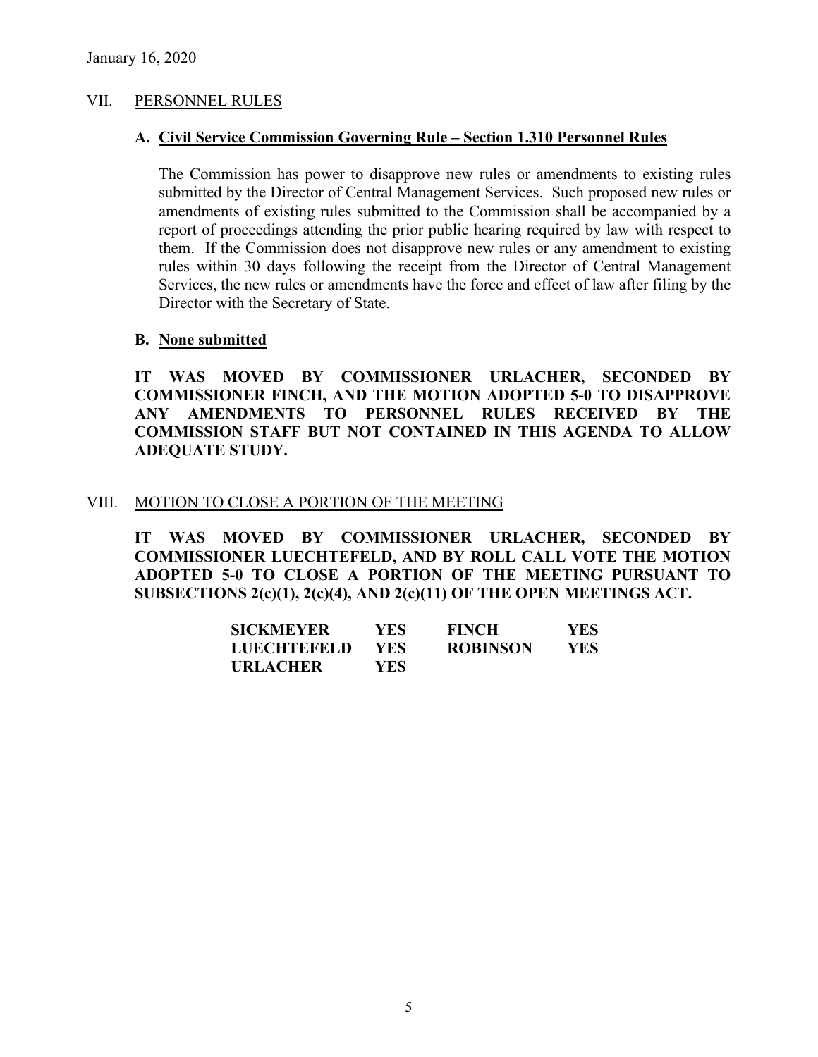January 16, 2020

## VII. PERSONNEL RULES

### A. Civil Service Commission Governing Rule – Section 1.310 Personnel Rules

The Commission has power to disapprove new rules or amendments to existing rules submitted by the Director of Central Management Services. Such proposed new rules or amendments of existing rules submitted to the Commission shall be accompanied by a report of proceedings attending the prior public hearing required by law with respect to them. If the Commission does not disapprove new rules or any amendment to existing rules within 30 days following the receipt from the Director of Central Management Services, the new rules or amendments have the force and effect of law after filing by the Director with the Secretary of State.

### B. None submitted

**IT WAS MOVED BY COMMISSIONER URLACHER, SECONDED BY COMMISSIONER FINCH, AND THE MOTION ADOPTED 5-0 TO DISAPPROVE ANY AMENDMENTS TO PERSONNEL RULES RECEIVED BY THE COMMISSION STAFF BUT NOT CONTAINED IN THIS AGENDA TO ALLOW ADEQUATE STUDY.**

## VIII. MOTION TO CLOSE A PORTION OF THE MEETING

**IT WAS MOVED BY COMMISSIONER URLACHER, SECONDED BY COMMISSIONER LUECHTEFELD, AND BY ROLL CALL VOTE THE MOTION ADOPTED 5-0 TO CLOSE A PORTION OF THE MEETING PURSUANT TO SUBSECTIONS 2(c)(1), 2(c)(4), AND 2(c)(11) OF THE OPEN MEETINGS ACT.**

| | | | |
|---|---|---|---|
| **SICKMEYER** | **YES** | **FINCH** | **YES** |
| **LUECHTEFELD** | **YES** | **ROBINSON** | **YES** |
| **URLACHER** | **YES** | | |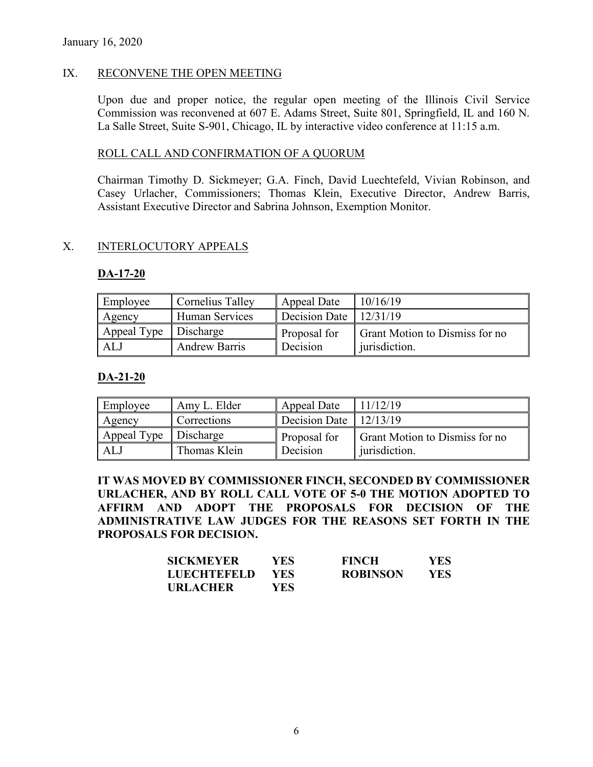January 16, 2020

## IX. RECONVENE THE OPEN MEETING

Upon due and proper notice, the regular open meeting of the Illinois Civil Service Commission was reconvened at 607 E. Adams Street, Suite 801, Springfield, IL and 160 N. La Salle Street, Suite S-901, Chicago, IL by interactive video conference at 11:15 a.m.

### ROLL CALL AND CONFIRMATION OF A QUORUM

Chairman Timothy D. Sickmeyer; G.A. Finch, David Luechtefeld, Vivian Robinson, and Casey Urlacher, Commissioners; Thomas Klein, Executive Director, Andrew Barris, Assistant Executive Director and Sabrina Johnson, Exemption Monitor.

## X. INTERLOCUTORY APPEALS

**DA-17-20**

| Employee | Cornelius Talley | Appeal Date | 10/16/19 |
|---|---|---|---|
| Agency | Human Services | Decision Date | 12/31/19 |
| Appeal Type | Discharge | Proposal for Decision | Grant Motion to Dismiss for no jurisdiction. |
| ALJ | Andrew Barris | | |

**DA-21-20**

| Employee | Amy L. Elder | Appeal Date | 11/12/19 |
|---|---|---|---|
| Agency | Corrections | Decision Date | 12/13/19 |
| Appeal Type | Discharge | Proposal for Decision | Grant Motion to Dismiss for no jurisdiction. |
| ALJ | Thomas Klein | | |

**IT WAS MOVED BY COMMISSIONER FINCH, SECONDED BY COMMISSIONER URLACHER, AND BY ROLL CALL VOTE OF 5-0 THE MOTION ADOPTED TO AFFIRM AND ADOPT THE PROPOSALS FOR DECISION OF THE ADMINISTRATIVE LAW JUDGES FOR THE REASONS SET FORTH IN THE PROPOSALS FOR DECISION.**

| | | | |
|---|---|---|---|
| **SICKMEYER** | **YES** | **FINCH** | **YES** |
| **LUECHTEFELD** | **YES** | **ROBINSON** | **YES** |
| **URLACHER** | **YES** | | |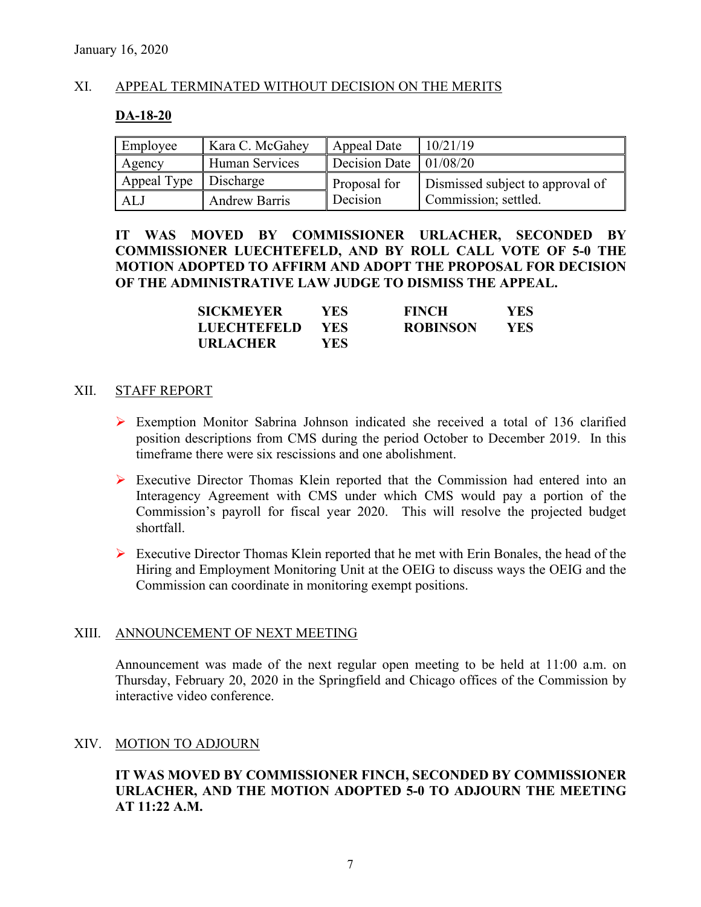January 16, 2020

## XI. APPEAL TERMINATED WITHOUT DECISION ON THE MERITS

**DA-18-20**

| | | | |
|---|---|---|---|
| Employee | Kara C. McGahey | Appeal Date | 10/21/19 |
| Agency | Human Services | Decision Date | 01/08/20 |
| Appeal Type | Discharge | Proposal for Decision | Dismissed subject to approval of Commission; settled. |
| ALJ | Andrew Barris | | |

**IT WAS MOVED BY COMMISSIONER URLACHER, SECONDED BY COMMISSIONER LUECHTEFELD, AND BY ROLL CALL VOTE OF 5-0 THE MOTION ADOPTED TO AFFIRM AND ADOPT THE PROPOSAL FOR DECISION OF THE ADMINISTRATIVE LAW JUDGE TO DISMISS THE APPEAL.**

| | | | |
|---|---|---|---|
| **SICKMEYER** | **YES** | **FINCH** | **YES** |
| **LUECHTEFELD** | **YES** | **ROBINSON** | **YES** |
| **URLACHER** | **YES** | | |

## XII. STAFF REPORT

- Exemption Monitor Sabrina Johnson indicated she received a total of 136 clarified position descriptions from CMS during the period October to December 2019. In this timeframe there were six rescissions and one abolishment.
- Executive Director Thomas Klein reported that the Commission had entered into an Interagency Agreement with CMS under which CMS would pay a portion of the Commission's payroll for fiscal year 2020. This will resolve the projected budget shortfall.
- Executive Director Thomas Klein reported that he met with Erin Bonales, the head of the Hiring and Employment Monitoring Unit at the OEIG to discuss ways the OEIG and the Commission can coordinate in monitoring exempt positions.

## XIII. ANNOUNCEMENT OF NEXT MEETING

Announcement was made of the next regular open meeting to be held at 11:00 a.m. on Thursday, February 20, 2020 in the Springfield and Chicago offices of the Commission by interactive video conference.

## XIV. MOTION TO ADJOURN

**IT WAS MOVED BY COMMISSIONER FINCH, SECONDED BY COMMISSIONER URLACHER, AND THE MOTION ADOPTED 5-0 TO ADJOURN THE MEETING AT 11:22 A.M.**